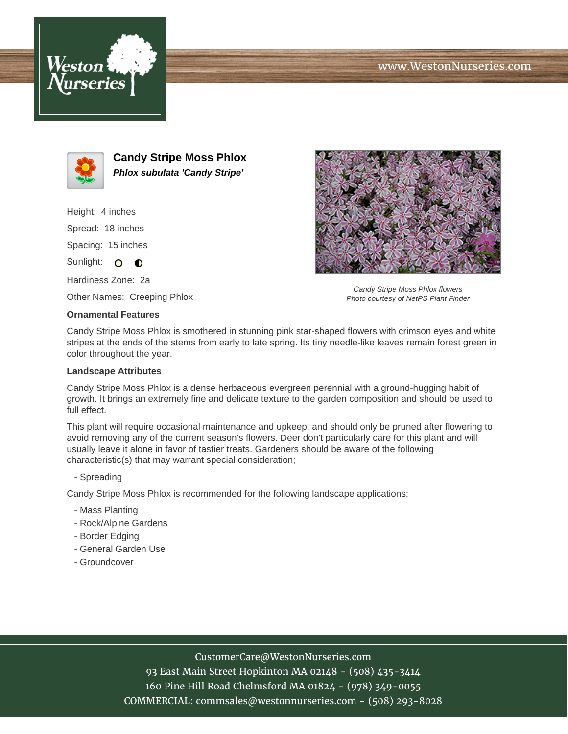# Candy Stripe Moss Phlox

***Phlox subulata 'Candy Stripe'***

Height: 4 inches

Spread: 18 inches

Spacing: 15 inches

Sunlight:

Hardiness Zone: 2a

Other Names: Creeping Phlox

*Candy Stripe Moss Phlox flowers*
*Photo courtesy of NetPS Plant Finder*

### Ornamental Features

Candy Stripe Moss Phlox is smothered in stunning pink star-shaped flowers with crimson eyes and white stripes at the ends of the stems from early to late spring. Its tiny needle-like leaves remain forest green in color throughout the year.

### Landscape Attributes

Candy Stripe Moss Phlox is a dense herbaceous evergreen perennial with a ground-hugging habit of growth. It brings an extremely fine and delicate texture to the garden composition and should be used to full effect.

This plant will require occasional maintenance and upkeep, and should only be pruned after flowering to avoid removing any of the current season's flowers. Deer don't particularly care for this plant and will usually leave it alone in favor of tastier treats. Gardeners should be aware of the following characteristic(s) that may warrant special consideration;

- Spreading

Candy Stripe Moss Phlox is recommended for the following landscape applications;

- Mass Planting
- Rock/Alpine Gardens
- Border Edging
- General Garden Use
- Groundcover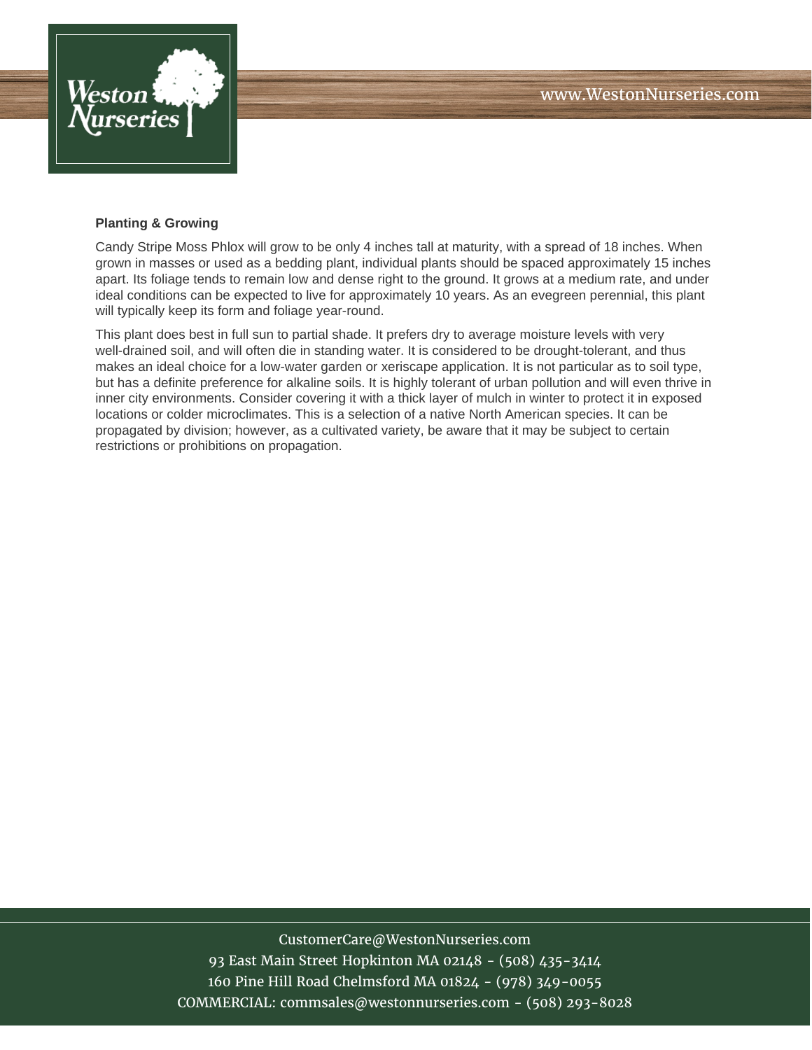### Planting & Growing

Candy Stripe Moss Phlox will grow to be only 4 inches tall at maturity, with a spread of 18 inches. When grown in masses or used as a bedding plant, individual plants should be spaced approximately 15 inches apart. Its foliage tends to remain low and dense right to the ground. It grows at a medium rate, and under ideal conditions can be expected to live for approximately 10 years. As an evegreen perennial, this plant will typically keep its form and foliage year-round.

This plant does best in full sun to partial shade. It prefers dry to average moisture levels with very well-drained soil, and will often die in standing water. It is considered to be drought-tolerant, and thus makes an ideal choice for a low-water garden or xeriscape application. It is not particular as to soil type, but has a definite preference for alkaline soils. It is highly tolerant of urban pollution and will even thrive in inner city environments. Consider covering it with a thick layer of mulch in winter to protect it in exposed locations or colder microclimates. This is a selection of a native North American species. It can be propagated by division; however, as a cultivated variety, be aware that it may be subject to certain restrictions or prohibitions on propagation.